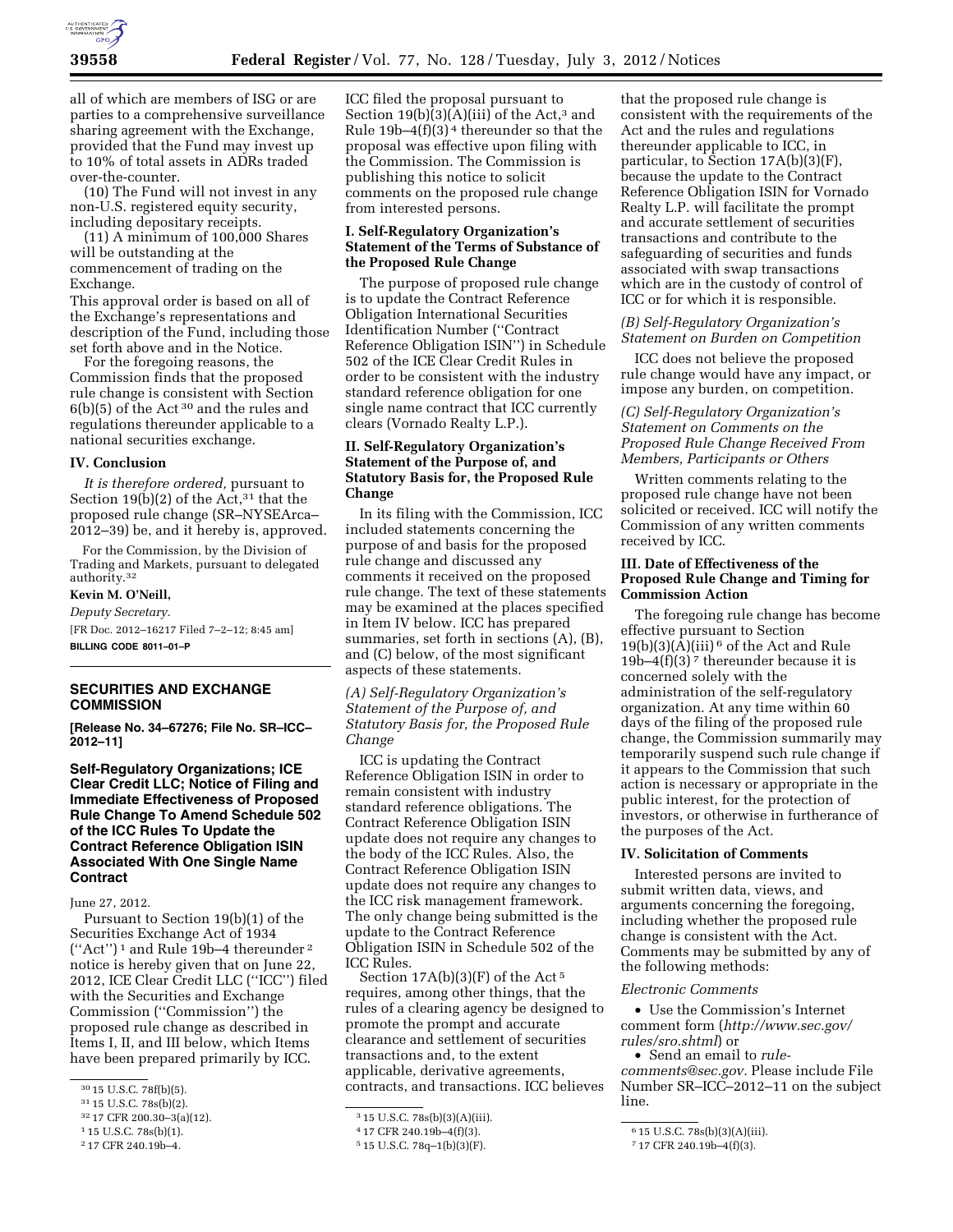all of which are members of ISG or are parties to a comprehensive surveillance sharing agreement with the Exchange, provided that the Fund may invest up to 10% of total assets in ADRs traded over-the-counter.

(10) The Fund will not invest in any non-U.S. registered equity security, including depositary receipts.

(11) A minimum of 100,000 Shares will be outstanding at the commencement of trading on the Exchange.

This approval order is based on all of the Exchange's representations and description of the Fund, including those set forth above and in the Notice.

For the foregoing reasons, the Commission finds that the proposed rule change is consistent with Section 6(b)(5) of the Act [30] and the rules and regulations thereunder applicable to a national securities exchange.

## IV. Conclusion

*It is therefore ordered,* pursuant to Section 19(b)(2) of the Act,[31] that the proposed rule change (SR–NYSEArca–2012–39) be, and it hereby is, approved.

For the Commission, by the Division of Trading and Markets, pursuant to delegated authority.[32]

**Kevin M. O'Neill,**

*Deputy Secretary.*

[FR Doc. 2012–16217 Filed 7–2–12; 8:45 am]

**BILLING CODE 8011–01–P**

[30] 15 U.S.C. 78f(b)(5).

[31] 15 U.S.C. 78s(b)(2).

[32] 17 CFR 200.30–3(a)(12).

## SECURITIES AND EXCHANGE COMMISSION

**[Release No. 34–67276; File No. SR–ICC–2012–11]**

## Self-Regulatory Organizations; ICE Clear Credit LLC; Notice of Filing and Immediate Effectiveness of Proposed Rule Change To Amend Schedule 502 of the ICC Rules To Update the Contract Reference Obligation ISIN Associated With One Single Name Contract

June 27, 2012.

Pursuant to Section 19(b)(1) of the Securities Exchange Act of 1934 ("Act") [1] and Rule 19b–4 thereunder [2] notice is hereby given that on June 22, 2012, ICE Clear Credit LLC ("ICC") filed with the Securities and Exchange Commission ("Commission") the proposed rule change as described in Items I, II, and III below, which Items have been prepared primarily by ICC. ICC filed the proposal pursuant to Section 19(b)(3)(A)(iii) of the Act,[3] and Rule 19b–4(f)(3) [4] thereunder so that the proposal was effective upon filing with the Commission. The Commission is publishing this notice to solicit comments on the proposed rule change from interested persons.

[1] 15 U.S.C. 78s(b)(1).

[2] 17 CFR 240.19b–4.

### I. Self-Regulatory Organization's Statement of the Terms of Substance of the Proposed Rule Change

The purpose of proposed rule change is to update the Contract Reference Obligation International Securities Identification Number ("Contract Reference Obligation ISIN") in Schedule 502 of the ICE Clear Credit Rules in order to be consistent with the industry standard reference obligation for one single name contract that ICC currently clears (Vornado Realty L.P.).

### II. Self-Regulatory Organization's Statement of the Purpose of, and Statutory Basis for, the Proposed Rule Change

In its filing with the Commission, ICC included statements concerning the purpose of and basis for the proposed rule change and discussed any comments it received on the proposed rule change. The text of these statements may be examined at the places specified in Item IV below. ICC has prepared summaries, set forth in sections (A), (B), and (C) below, of the most significant aspects of these statements.

*(A) Self-Regulatory Organization's Statement of the Purpose of, and Statutory Basis for, the Proposed Rule Change*

ICC is updating the Contract Reference Obligation ISIN in order to remain consistent with industry standard reference obligations. The Contract Reference Obligation ISIN update does not require any changes to the body of the ICC Rules. Also, the Contract Reference Obligation ISIN update does not require any changes to the ICC risk management framework. The only change being submitted is the update to the Contract Reference Obligation ISIN in Schedule 502 of the ICC Rules.

Section 17A(b)(3)(F) of the Act [5] requires, among other things, that the rules of a clearing agency be designed to promote the prompt and accurate clearance and settlement of securities transactions and, to the extent applicable, derivative agreements, contracts, and transactions. ICC believes that the proposed rule change is consistent with the requirements of the Act and the rules and regulations thereunder applicable to ICC, in particular, to Section 17A(b)(3)(F), because the update to the Contract Reference Obligation ISIN for Vornado Realty L.P. will facilitate the prompt and accurate settlement of securities transactions and contribute to the safeguarding of securities and funds associated with swap transactions which are in the custody of control of ICC or for which it is responsible.

[3] 15 U.S.C. 78s(b)(3)(A)(iii).

[4] 17 CFR 240.19b–4(f)(3).

[5] 15 U.S.C. 78q–1(b)(3)(F).

*(B) Self-Regulatory Organization's Statement on Burden on Competition*

ICC does not believe the proposed rule change would have any impact, or impose any burden, on competition.

*(C) Self-Regulatory Organization's Statement on Comments on the Proposed Rule Change Received From Members, Participants or Others*

Written comments relating to the proposed rule change have not been solicited or received. ICC will notify the Commission of any written comments received by ICC.

### III. Date of Effectiveness of the Proposed Rule Change and Timing for Commission Action

The foregoing rule change has become effective pursuant to Section 19(b)(3)(A)(iii) [6] of the Act and Rule 19b–4(f)(3) [7] thereunder because it is concerned solely with the administration of the self-regulatory organization. At any time within 60 days of the filing of the proposed rule change, the Commission summarily may temporarily suspend such rule change if it appears to the Commission that such action is necessary or appropriate in the public interest, for the protection of investors, or otherwise in furtherance of the purposes of the Act.

### IV. Solicitation of Comments

Interested persons are invited to submit written data, views, and arguments concerning the foregoing, including whether the proposed rule change is consistent with the Act. Comments may be submitted by any of the following methods:

*Electronic Comments*

- Use the Commission's Internet comment form (*http://www.sec.gov/rules/sro.shtml*) or
- Send an email to *rule-comments@sec.gov.* Please include File Number SR–ICC–2012–11 on the subject line.

[6] 15 U.S.C. 78s(b)(3)(A)(iii).

[7] 17 CFR 240.19b–4(f)(3).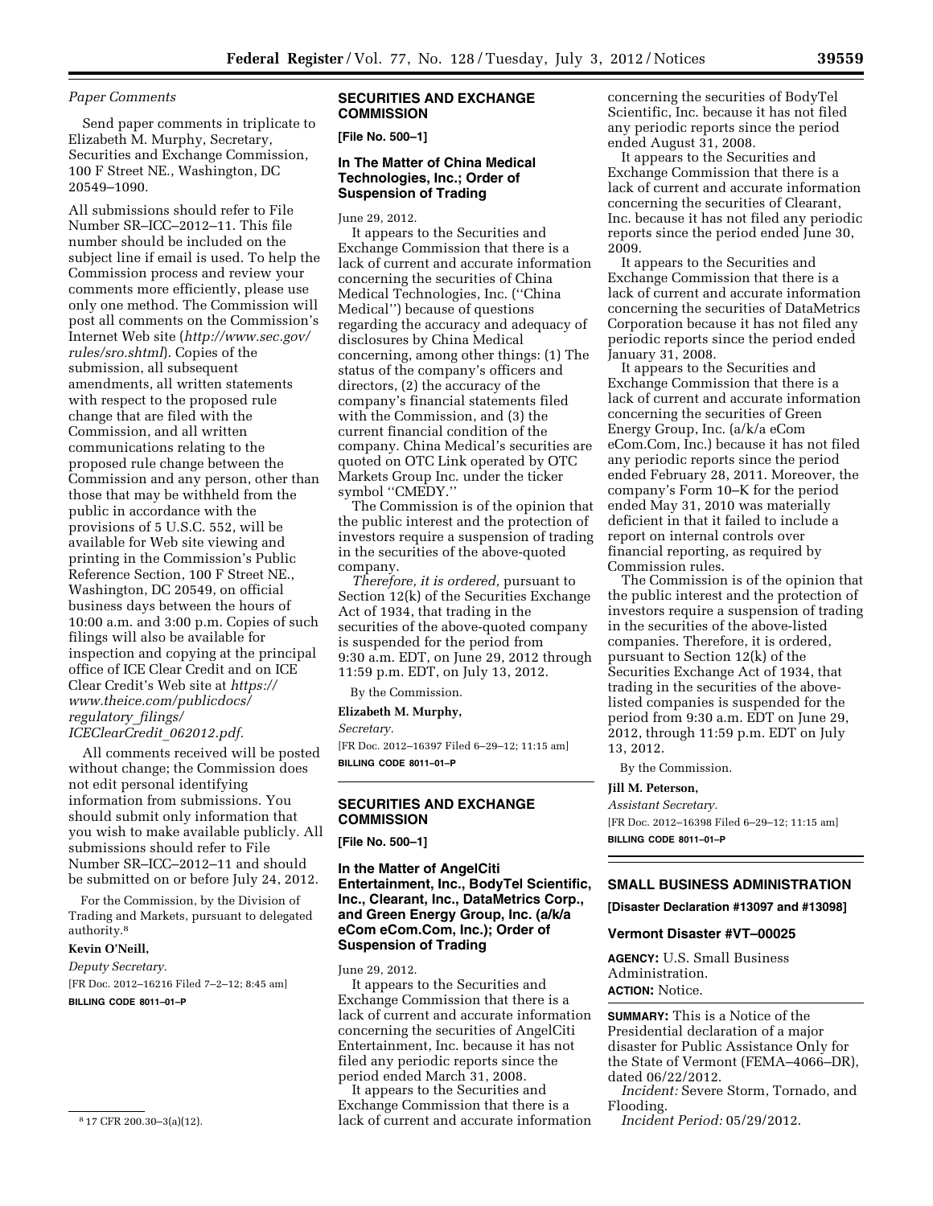*Paper Comments*

Send paper comments in triplicate to Elizabeth M. Murphy, Secretary, Securities and Exchange Commission, 100 F Street NE., Washington, DC 20549–1090.

All submissions should refer to File Number SR–ICC–2012–11. This file number should be included on the subject line if email is used. To help the Commission process and review your comments more efficiently, please use only one method. The Commission will post all comments on the Commission's Internet Web site (*http://www.sec.gov/rules/sro.shtml*). Copies of the submission, all subsequent amendments, all written statements with respect to the proposed rule change that are filed with the Commission, and all written communications relating to the proposed rule change between the Commission and any person, other than those that may be withheld from the public in accordance with the provisions of 5 U.S.C. 552, will be available for Web site viewing and printing in the Commission's Public Reference Section, 100 F Street NE., Washington, DC 20549, on official business days between the hours of 10:00 a.m. and 3:00 p.m. Copies of such filings will also be available for inspection and copying at the principal office of ICE Clear Credit and on ICE Clear Credit's Web site at *https://www.theice.com/publicdocs/regulatory_filings/ICEClearCredit_062012.pdf.*

All comments received will be posted without change; the Commission does not edit personal identifying information from submissions. You should submit only information that you wish to make available publicly. All submissions should refer to File Number SR–ICC–2012–11 and should be submitted on or before July 24, 2012.

For the Commission, by the Division of Trading and Markets, pursuant to delegated authority.[8]

**Kevin O'Neill,**

*Deputy Secretary.*

[FR Doc. 2012–16216 Filed 7–2–12; 8:45 am]

**BILLING CODE 8011–01–P**

[8] 17 CFR 200.30–3(a)(12).

## SECURITIES AND EXCHANGE COMMISSION

**[File No. 500–1]**

### In The Matter of China Medical Technologies, Inc.; Order of Suspension of Trading

June 29, 2012.

It appears to the Securities and Exchange Commission that there is a lack of current and accurate information concerning the securities of China Medical Technologies, Inc. (''China Medical'') because of questions regarding the accuracy and adequacy of disclosures by China Medical concerning, among other things: (1) The status of the company's officers and directors, (2) the accuracy of the company's financial statements filed with the Commission, and (3) the current financial condition of the company. China Medical's securities are quoted on OTC Link operated by OTC Markets Group Inc. under the ticker symbol ''CMEDY.''

The Commission is of the opinion that the public interest and the protection of investors require a suspension of trading in the securities of the above-quoted company.

*Therefore, it is ordered,* pursuant to Section 12(k) of the Securities Exchange Act of 1934, that trading in the securities of the above-quoted company is suspended for the period from 9:30 a.m. EDT, on June 29, 2012 through 11:59 p.m. EDT, on July 13, 2012.

By the Commission.

**Elizabeth M. Murphy,**

*Secretary.*

[FR Doc. 2012–16397 Filed 6–29–12; 11:15 am]

**BILLING CODE 8011–01–P**

## SECURITIES AND EXCHANGE COMMISSION

**[File No. 500–1]**

### In the Matter of AngelCiti Entertainment, Inc., BodyTel Scientific, Inc., Clearant, Inc., DataMetrics Corp., and Green Energy Group, Inc. (a/k/a eCom eCom.Com, Inc.); Order of Suspension of Trading

June 29, 2012.

It appears to the Securities and Exchange Commission that there is a lack of current and accurate information concerning the securities of AngelCiti Entertainment, Inc. because it has not filed any periodic reports since the period ended March 31, 2008.

It appears to the Securities and Exchange Commission that there is a lack of current and accurate information concerning the securities of BodyTel Scientific, Inc. because it has not filed any periodic reports since the period ended August 31, 2008.

It appears to the Securities and Exchange Commission that there is a lack of current and accurate information concerning the securities of Clearant, Inc. because it has not filed any periodic reports since the period ended June 30, 2009.

It appears to the Securities and Exchange Commission that there is a lack of current and accurate information concerning the securities of DataMetrics Corporation because it has not filed any periodic reports since the period ended January 31, 2008.

It appears to the Securities and Exchange Commission that there is a lack of current and accurate information concerning the securities of Green Energy Group, Inc. (a/k/a eCom eCom.Com, Inc.) because it has not filed any periodic reports since the period ended February 28, 2011. Moreover, the company's Form 10–K for the period ended May 31, 2010 was materially deficient in that it failed to include a report on internal controls over financial reporting, as required by Commission rules.

The Commission is of the opinion that the public interest and the protection of investors require a suspension of trading in the securities of the above-listed companies. Therefore, it is ordered, pursuant to Section 12(k) of the Securities Exchange Act of 1934, that trading in the securities of the above-listed companies is suspended for the period from 9:30 a.m. EDT on June 29, 2012, through 11:59 p.m. EDT on July 13, 2012.

By the Commission.

**Jill M. Peterson,**

*Assistant Secretary.*

[FR Doc. 2012–16398 Filed 6–29–12; 11:15 am]

**BILLING CODE 8011–01–P**

## SMALL BUSINESS ADMINISTRATION

**[Disaster Declaration #13097 and #13098]**

### Vermont Disaster #VT–00025

**AGENCY:** U.S. Small Business Administration.

**ACTION:** Notice.

**SUMMARY:** This is a Notice of the Presidential declaration of a major disaster for Public Assistance Only for the State of Vermont (FEMA–4066–DR), dated 06/22/2012.

*Incident:* Severe Storm, Tornado, and Flooding.

*Incident Period:* 05/29/2012.